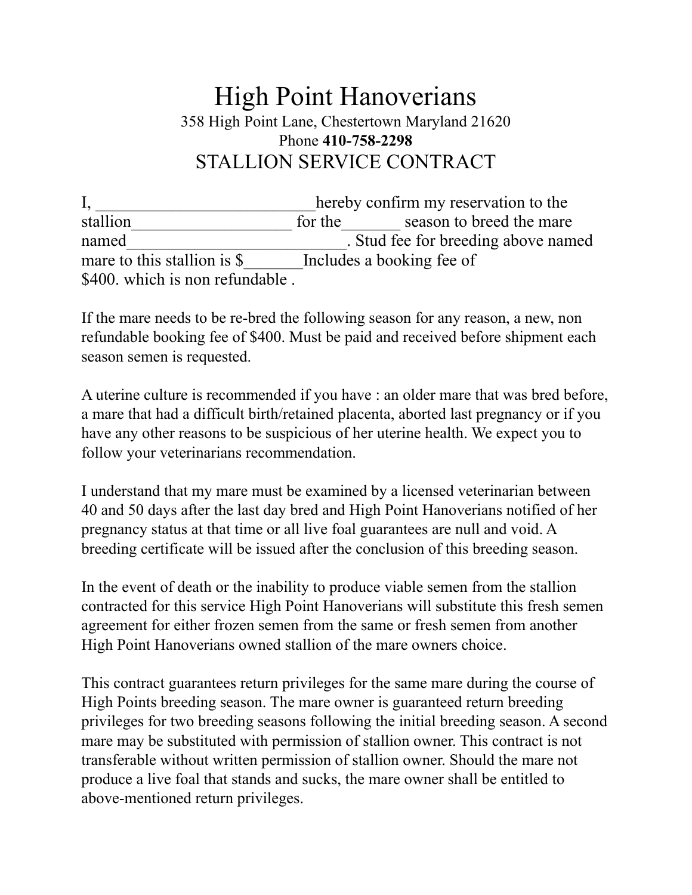# High Point Hanoverians

358 High Point Lane, Chestertown Maryland 21620

Phone **410-758-2298**

## STALLION SERVICE CONTRACT

I, __________________________hereby confirm my reservation to the stallion___________________ for the_______ season to breed the mare named__________________________. Stud fee for breeding above named mare to this stallion is $_______Includes a booking fee of $400. which is non refundable .

If the mare needs to be re-bred the following season for any reason, a new, non refundable booking fee of $400. Must be paid and received before shipment each season semen is requested.

A uterine culture is recommended if you have : an older mare that was bred before, a mare that had a difficult birth/retained placenta, aborted last pregnancy or if you have any other reasons to be suspicious of her uterine health. We expect you to follow your veterinarians recommendation.

I understand that my mare must be examined by a licensed veterinarian between 40 and 50 days after the last day bred and High Point Hanoverians notified of her pregnancy status at that time or all live foal guarantees are null and void. A breeding certificate will be issued after the conclusion of this breeding season.

In the event of death or the inability to produce viable semen from the stallion contracted for this service High Point Hanoverians will substitute this fresh semen agreement for either frozen semen from the same or fresh semen from another High Point Hanoverians owned stallion of the mare owners choice.

This contract guarantees return privileges for the same mare during the course of High Points breeding season. The mare owner is guaranteed return breeding privileges for two breeding seasons following the initial breeding season. A second mare may be substituted with permission of stallion owner. This contract is not transferable without written permission of stallion owner. Should the mare not produce a live foal that stands and sucks, the mare owner shall be entitled to above-mentioned return privileges.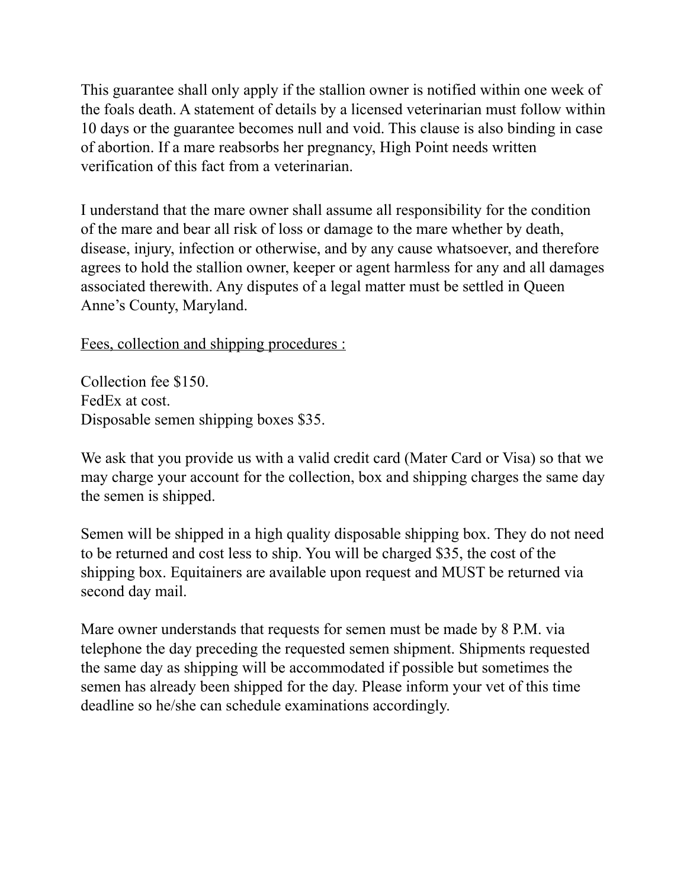This guarantee shall only apply if the stallion owner is notified within one week of the foals death. A statement of details by a licensed veterinarian must follow within 10 days or the guarantee becomes null and void. This clause is also binding in case of abortion. If a mare reabsorbs her pregnancy, High Point needs written verification of this fact from a veterinarian.

I understand that the mare owner shall assume all responsibility for the condition of the mare and bear all risk of loss or damage to the mare whether by death, disease, injury, infection or otherwise, and by any cause whatsoever, and therefore agrees to hold the stallion owner, keeper or agent harmless for any and all damages associated therewith. Any disputes of a legal matter must be settled in Queen Anne's County, Maryland.

<u>Fees, collection and shipping procedures :</u>

Collection fee $150.
FedEx at cost.
Disposable semen shipping boxes $35.

We ask that you provide us with a valid credit card (Mater Card or Visa) so that we may charge your account for the collection, box and shipping charges the same day the semen is shipped.

Semen will be shipped in a high quality disposable shipping box. They do not need to be returned and cost less to ship. You will be charged $35, the cost of the shipping box. Equitainers are available upon request and MUST be returned via second day mail.

Mare owner understands that requests for semen must be made by 8 P.M. via telephone the day preceding the requested semen shipment. Shipments requested the same day as shipping will be accommodated if possible but sometimes the semen has already been shipped for the day. Please inform your vet of this time deadline so he/she can schedule examinations accordingly.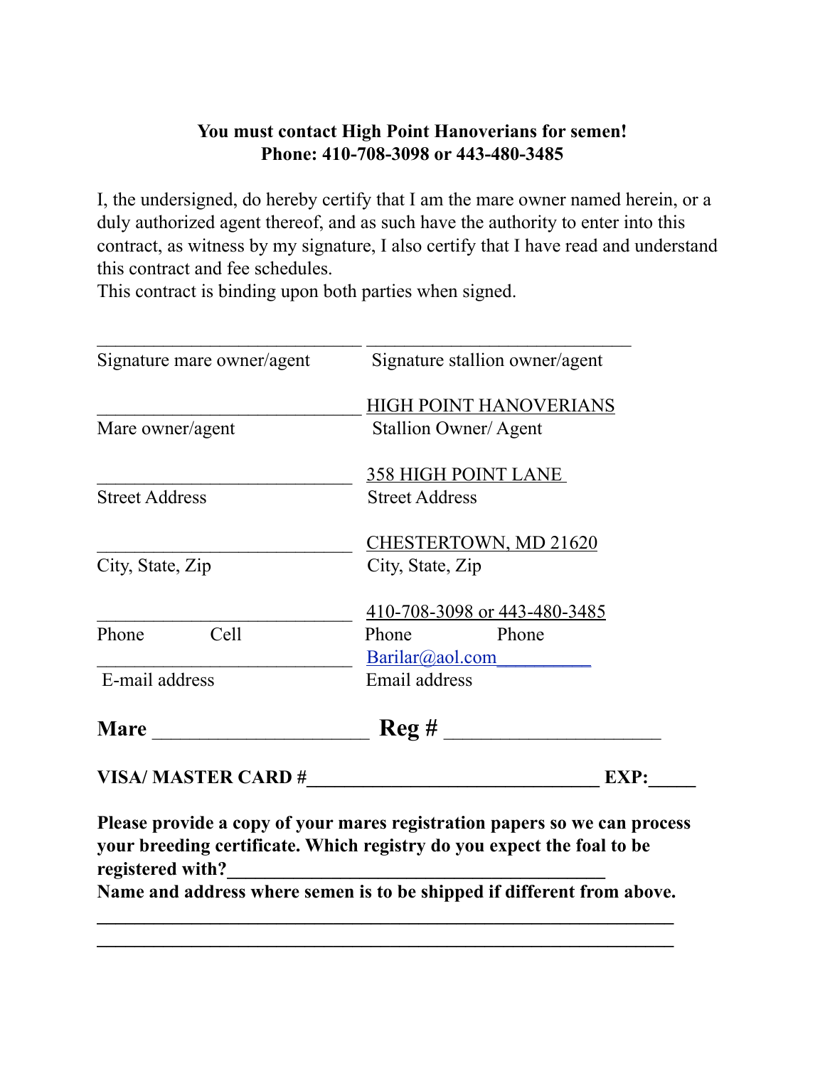**You must contact High Point Hanoverians for semen!**
**Phone: 410-708-3098 or 443-480-3485**

I, the undersigned, do hereby certify that I am the mare owner named herein, or a duly authorized agent thereof, and as such have the authority to enter into this contract, as witness by my signature, I also certify that I have read and understand this contract and fee schedules.
This contract is binding upon both parties when signed.

| | |
|---|---|
| ____________________________ | ____________________________ |
| Signature mare owner/agent | Signature stallion owner/agent |
| ____________________________ | HIGH POINT HANOVERIANS |
| Mare owner/agent | Stallion Owner/ Agent |
| ____________________________ | 358 HIGH POINT LANE |
| Street Address | Street Address |
| ____________________________ | CHESTERTOWN, MD 21620 |
| City, State, Zip | City, State, Zip |
| ____________________________ | 410-708-3098 or 443-480-3485 |
| Phone Cell | Phone Phone |
| ____________________________ | Barilar@aol.com__________ |
| E-mail address | Email address |

**Mare** _____________________ **Reg #** _____________________

**VISA/ MASTER CARD #**______________________________ **EXP:**_____

**Please provide a copy of your mares registration papers so we can process your breeding certificate. Which registry do you expect the foal to be registered with?**________________________________________

**Name and address where semen is to be shipped if different from above.**

____________________________________________________________

____________________________________________________________